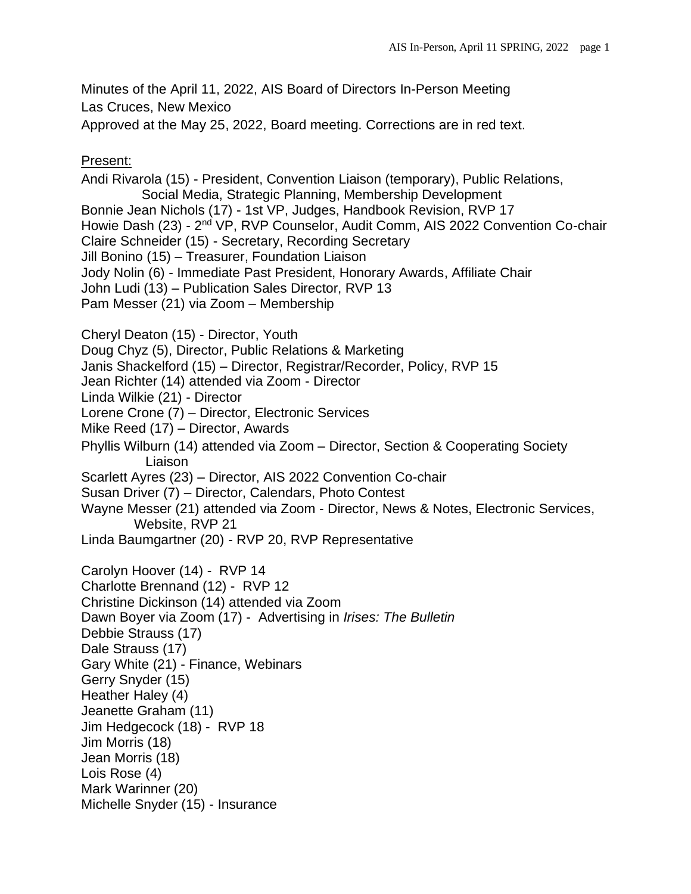Minutes of the April 11, 2022, AIS Board of Directors In-Person Meeting
Las Cruces, New Mexico
Approved at the May 25, 2022, Board meeting. Corrections are in red text.

Present:

Andi Rivarola (15) - President, Convention Liaison (temporary), Public Relations, Social Media, Strategic Planning, Membership Development
Bonnie Jean Nichols (17) - 1st VP, Judges, Handbook Revision, RVP 17
Howie Dash (23) - 2nd VP, RVP Counselor, Audit Comm, AIS 2022 Convention Co-chair
Claire Schneider (15) - Secretary, Recording Secretary
Jill Bonino (15) – Treasurer, Foundation Liaison
Jody Nolin (6) - Immediate Past President, Honorary Awards, Affiliate Chair
John Ludi (13) – Publication Sales Director, RVP 13
Pam Messer (21) via Zoom – Membership

Cheryl Deaton (15) - Director, Youth
Doug Chyz (5), Director, Public Relations & Marketing
Janis Shackelford (15) – Director, Registrar/Recorder, Policy, RVP 15
Jean Richter (14) attended via Zoom - Director
Linda Wilkie (21) - Director
Lorene Crone (7) – Director, Electronic Services
Mike Reed (17) – Director, Awards
Phyllis Wilburn (14) attended via Zoom – Director, Section & Cooperating Society Liaison
Scarlett Ayres (23) – Director, AIS 2022 Convention Co-chair
Susan Driver (7) – Director, Calendars, Photo Contest
Wayne Messer (21) attended via Zoom - Director, News & Notes, Electronic Services, Website, RVP 21
Linda Baumgartner (20) - RVP 20, RVP Representative

Carolyn Hoover (14) - RVP 14
Charlotte Brennand (12) - RVP 12
Christine Dickinson (14) attended via Zoom
Dawn Boyer via Zoom (17) - Advertising in *Irises: The Bulletin*
Debbie Strauss (17)
Dale Strauss (17)
Gary White (21) - Finance, Webinars
Gerry Snyder (15)
Heather Haley (4)
Jeanette Graham (11)
Jim Hedgecock (18) - RVP 18
Jim Morris (18)
Jean Morris (18)
Lois Rose (4)
Mark Warinner (20)
Michelle Snyder (15) - Insurance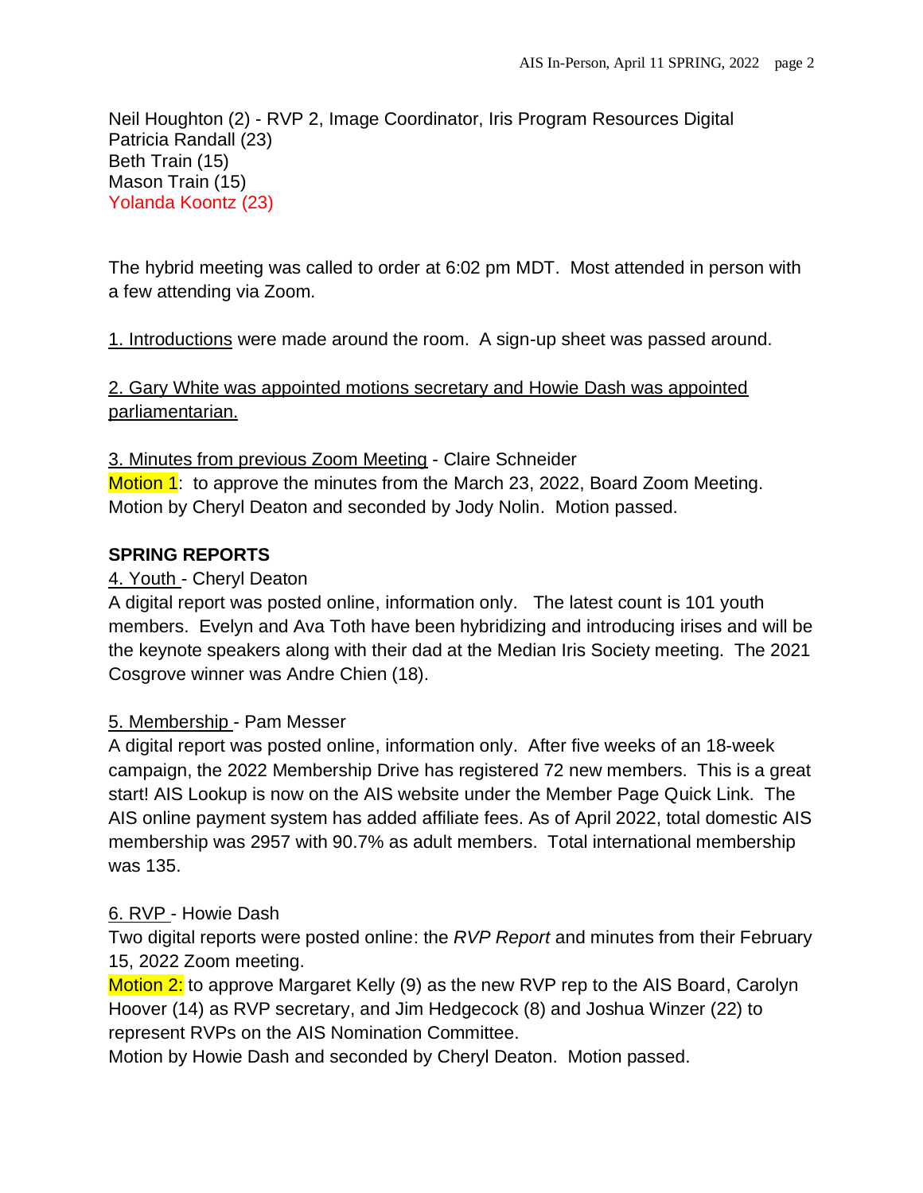Neil Houghton (2) - RVP 2, Image Coordinator, Iris Program Resources Digital
Patricia Randall (23)
Beth Train (15)
Mason Train (15)
Yolanda Koontz (23)

The hybrid meeting was called to order at 6:02 pm MDT. Most attended in person with a few attending via Zoom.

1. Introductions were made around the room. A sign-up sheet was passed around.

2. Gary White was appointed motions secretary and Howie Dash was appointed parliamentarian.

3. Minutes from previous Zoom Meeting - Claire Schneider
Motion 1: to approve the minutes from the March 23, 2022, Board Zoom Meeting. Motion by Cheryl Deaton and seconded by Jody Nolin. Motion passed.

**SPRING REPORTS**

4. Youth - Cheryl Deaton
A digital report was posted online, information only. The latest count is 101 youth members. Evelyn and Ava Toth have been hybridizing and introducing irises and will be the keynote speakers along with their dad at the Median Iris Society meeting. The 2021 Cosgrove winner was Andre Chien (18).

5. Membership - Pam Messer
A digital report was posted online, information only. After five weeks of an 18-week campaign, the 2022 Membership Drive has registered 72 new members. This is a great start! AIS Lookup is now on the AIS website under the Member Page Quick Link. The AIS online payment system has added affiliate fees. As of April 2022, total domestic AIS membership was 2957 with 90.7% as adult members. Total international membership was 135.

6. RVP - Howie Dash
Two digital reports were posted online: the *RVP Report* and minutes from their February 15, 2022 Zoom meeting.
Motion 2: to approve Margaret Kelly (9) as the new RVP rep to the AIS Board, Carolyn Hoover (14) as RVP secretary, and Jim Hedgecock (8) and Joshua Winzer (22) to represent RVPs on the AIS Nomination Committee.
Motion by Howie Dash and seconded by Cheryl Deaton. Motion passed.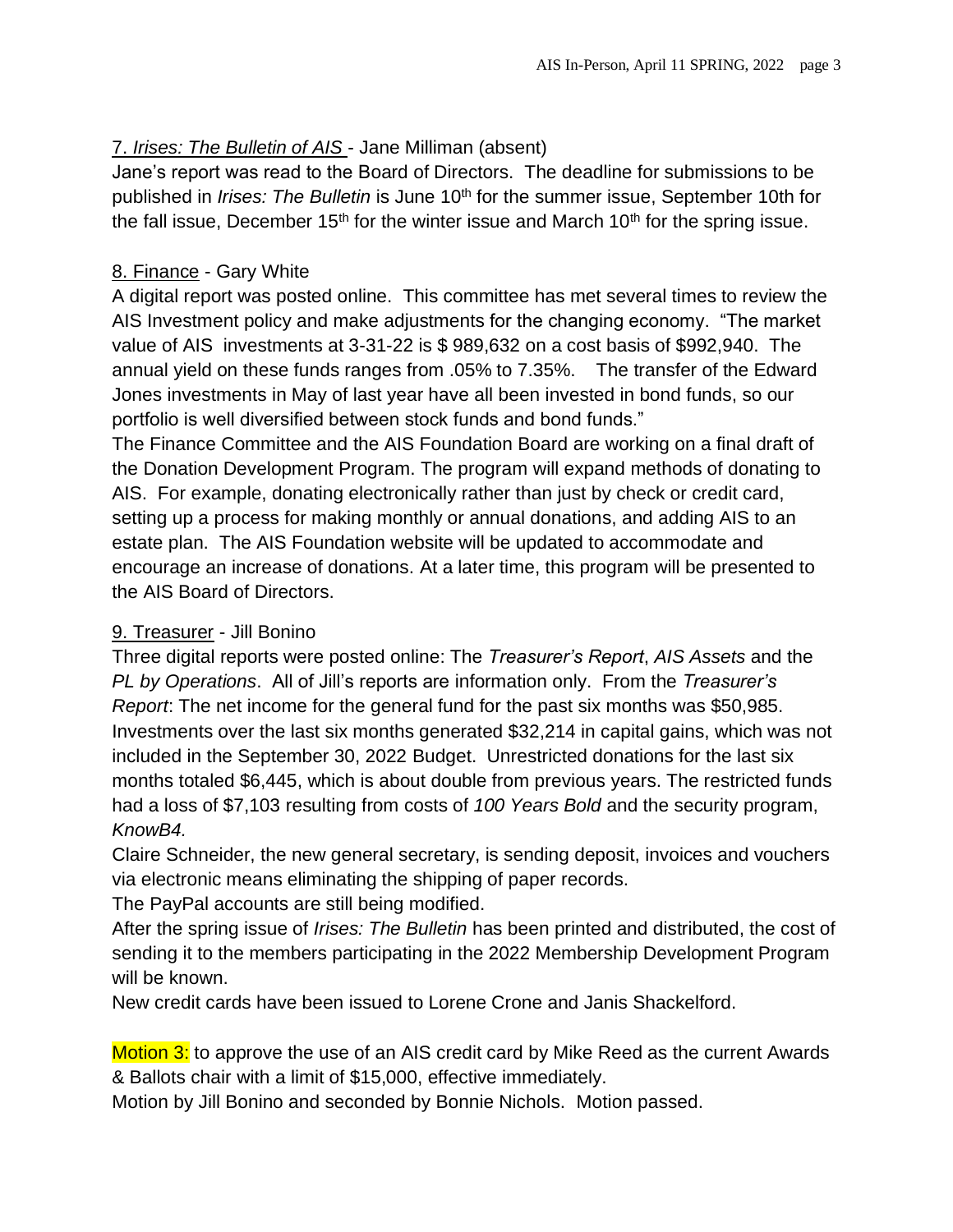7. *Irises: The Bulletin of AIS* - Jane Milliman (absent)

Jane's report was read to the Board of Directors. The deadline for submissions to be published in *Irises: The Bulletin* is June 10th for the summer issue, September 10th for the fall issue, December 15th for the winter issue and March 10th for the spring issue.

8. Finance - Gary White

A digital report was posted online. This committee has met several times to review the AIS Investment policy and make adjustments for the changing economy. "The market value of AIS investments at 3-31-22 is $ 989,632 on a cost basis of $992,940. The annual yield on these funds ranges from .05% to 7.35%. The transfer of the Edward Jones investments in May of last year have all been invested in bond funds, so our portfolio is well diversified between stock funds and bond funds."

The Finance Committee and the AIS Foundation Board are working on a final draft of the Donation Development Program. The program will expand methods of donating to AIS. For example, donating electronically rather than just by check or credit card, setting up a process for making monthly or annual donations, and adding AIS to an estate plan. The AIS Foundation website will be updated to accommodate and encourage an increase of donations. At a later time, this program will be presented to the AIS Board of Directors.

9. Treasurer - Jill Bonino

Three digital reports were posted online: The *Treasurer's Report*, *AIS Assets* and the *PL by Operations*. All of Jill's reports are information only. From the *Treasurer's Report*: The net income for the general fund for the past six months was $50,985. Investments over the last six months generated $32,214 in capital gains, which was not included in the September 30, 2022 Budget. Unrestricted donations for the last six months totaled $6,445, which is about double from previous years. The restricted funds had a loss of $7,103 resulting from costs of *100 Years Bold* and the security program, *KnowB4.*

Claire Schneider, the new general secretary, is sending deposit, invoices and vouchers via electronic means eliminating the shipping of paper records.

The PayPal accounts are still being modified.

After the spring issue of *Irises: The Bulletin* has been printed and distributed, the cost of sending it to the members participating in the 2022 Membership Development Program will be known.

New credit cards have been issued to Lorene Crone and Janis Shackelford.

Motion 3: to approve the use of an AIS credit card by Mike Reed as the current Awards & Ballots chair with a limit of $15,000, effective immediately.

Motion by Jill Bonino and seconded by Bonnie Nichols. Motion passed.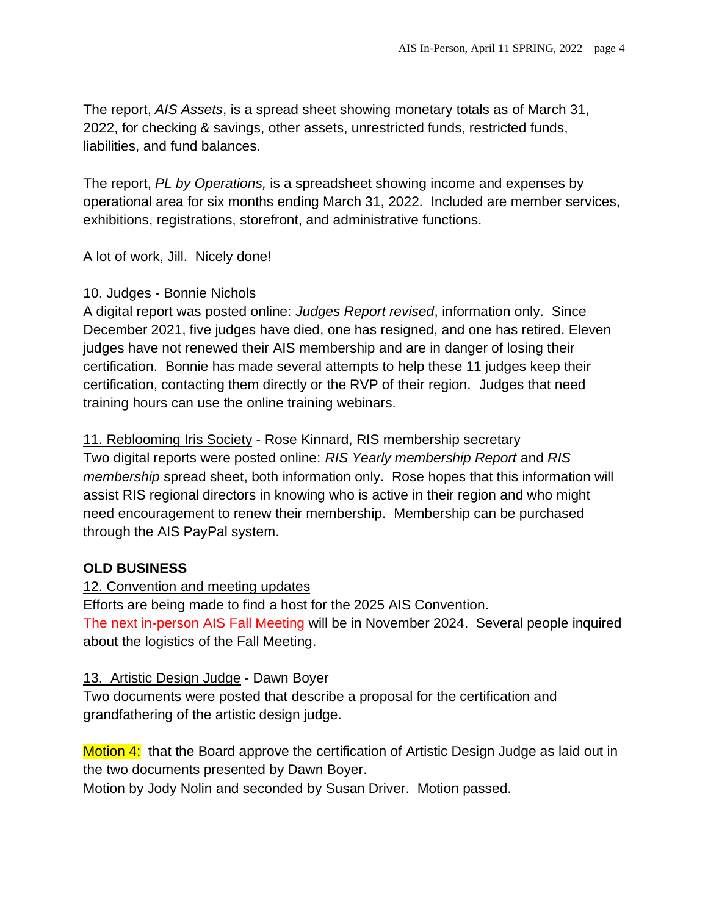The report, *AIS Assets*, is a spread sheet showing monetary totals as of March 31, 2022, for checking & savings, other assets, unrestricted funds, restricted funds, liabilities, and fund balances.

The report, *PL by Operations,* is a spreadsheet showing income and expenses by operational area for six months ending March 31, 2022. Included are member services, exhibitions, registrations, storefront, and administrative functions.

A lot of work, Jill. Nicely done!

10. Judges - Bonnie Nichols

A digital report was posted online: *Judges Report revised*, information only. Since December 2021, five judges have died, one has resigned, and one has retired. Eleven judges have not renewed their AIS membership and are in danger of losing their certification. Bonnie has made several attempts to help these 11 judges keep their certification, contacting them directly or the RVP of their region. Judges that need training hours can use the online training webinars.

11. Reblooming Iris Society - Rose Kinnard, RIS membership secretary

Two digital reports were posted online: *RIS Yearly membership Report* and *RIS membership* spread sheet, both information only. Rose hopes that this information will assist RIS regional directors in knowing who is active in their region and who might need encouragement to renew their membership. Membership can be purchased through the AIS PayPal system.

**OLD BUSINESS**

12. Convention and meeting updates

Efforts are being made to find a host for the 2025 AIS Convention.

The next in-person AIS Fall Meeting will be in November 2024. Several people inquired about the logistics of the Fall Meeting.

13. Artistic Design Judge - Dawn Boyer

Two documents were posted that describe a proposal for the certification and grandfathering of the artistic design judge.

Motion 4: that the Board approve the certification of Artistic Design Judge as laid out in the two documents presented by Dawn Boyer.

Motion by Jody Nolin and seconded by Susan Driver. Motion passed.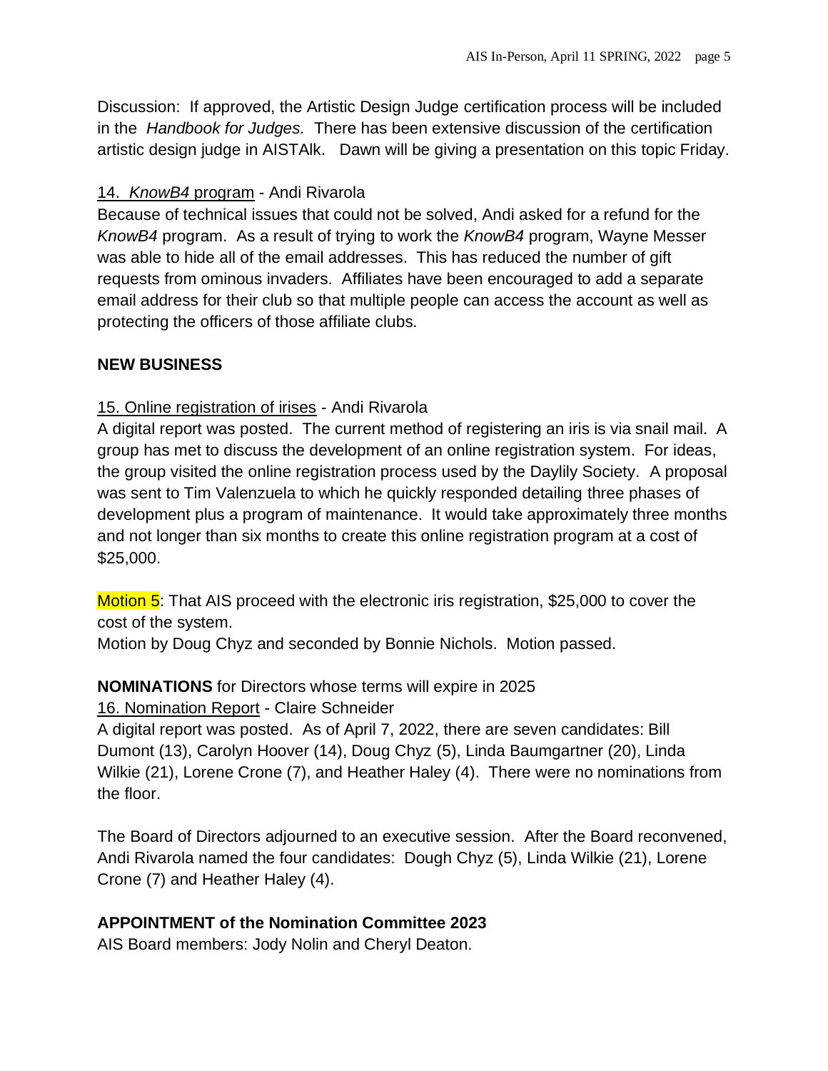Discussion: If approved, the Artistic Design Judge certification process will be included in the *Handbook for Judges.* There has been extensive discussion of the certification artistic design judge in AISTAlk. Dawn will be giving a presentation on this topic Friday.

14. *KnowB4* program - Andi Rivarola

Because of technical issues that could not be solved, Andi asked for a refund for the *KnowB4* program. As a result of trying to work the *KnowB4* program, Wayne Messer was able to hide all of the email addresses. This has reduced the number of gift requests from ominous invaders. Affiliates have been encouraged to add a separate email address for their club so that multiple people can access the account as well as protecting the officers of those affiliate clubs.

**NEW BUSINESS**

15. Online registration of irises - Andi Rivarola

A digital report was posted. The current method of registering an iris is via snail mail. A group has met to discuss the development of an online registration system. For ideas, the group visited the online registration process used by the Daylily Society. A proposal was sent to Tim Valenzuela to which he quickly responded detailing three phases of development plus a program of maintenance. It would take approximately three months and not longer than six months to create this online registration program at a cost of $25,000.

Motion 5: That AIS proceed with the electronic iris registration, $25,000 to cover the cost of the system.

Motion by Doug Chyz and seconded by Bonnie Nichols. Motion passed.

**NOMINATIONS** for Directors whose terms will expire in 2025

16. Nomination Report - Claire Schneider

A digital report was posted. As of April 7, 2022, there are seven candidates: Bill Dumont (13), Carolyn Hoover (14), Doug Chyz (5), Linda Baumgartner (20), Linda Wilkie (21), Lorene Crone (7), and Heather Haley (4). There were no nominations from the floor.

The Board of Directors adjourned to an executive session. After the Board reconvened, Andi Rivarola named the four candidates: Dough Chyz (5), Linda Wilkie (21), Lorene Crone (7) and Heather Haley (4).

**APPOINTMENT of the Nomination Committee 2023**

AIS Board members: Jody Nolin and Cheryl Deaton.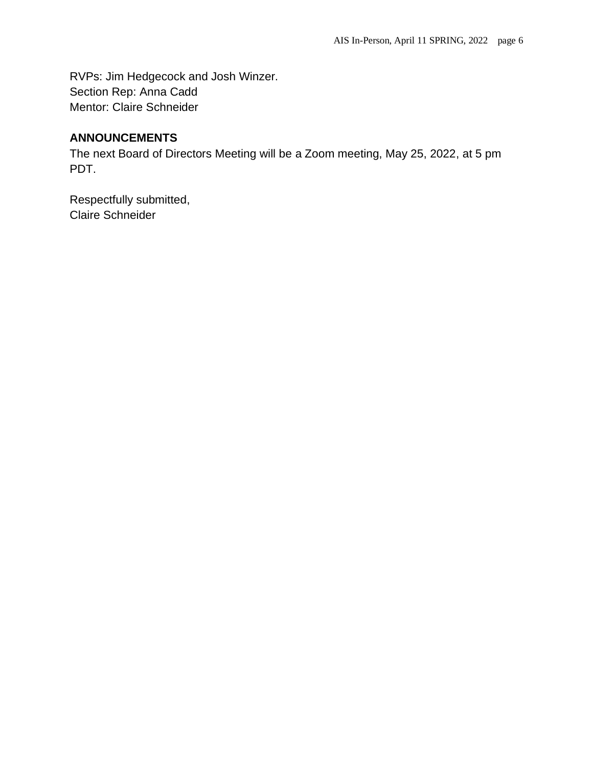RVPs: Jim Hedgecock and Josh Winzer.
Section Rep: Anna Cadd
Mentor: Claire Schneider

**ANNOUNCEMENTS**

The next Board of Directors Meeting will be a Zoom meeting, May 25, 2022, at 5 pm PDT.

Respectfully submitted,
Claire Schneider